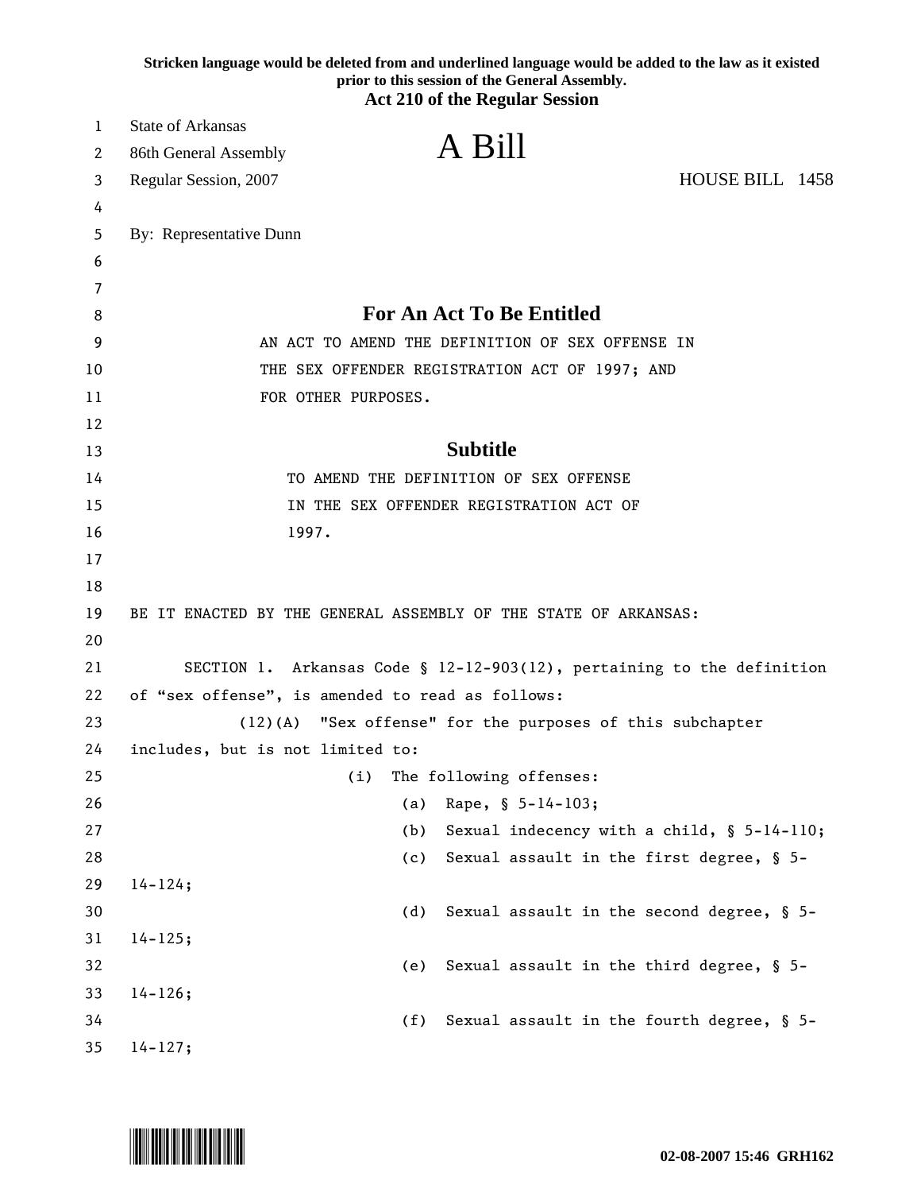**Stricken language would be deleted from and underlined language would be added to the law as it existed prior to this session of the General Assembly.**

**Act 210 of the Regular Session**

State of Arkansas
86th General Assembly
Regular Session, 2007

# A Bill

HOUSE BILL 1458

By: Representative Dunn

## For An Act To Be Entitled

AN ACT TO AMEND THE DEFINITION OF SEX OFFENSE IN THE SEX OFFENDER REGISTRATION ACT OF 1997; AND FOR OTHER PURPOSES.

## Subtitle

TO AMEND THE DEFINITION OF SEX OFFENSE IN THE SEX OFFENDER REGISTRATION ACT OF 1997.

BE IT ENACTED BY THE GENERAL ASSEMBLY OF THE STATE OF ARKANSAS:

SECTION 1. Arkansas Code § 12-12-903(12), pertaining to the definition of "sex offense", is amended to read as follows:

(12)(A) "Sex offense" for the purposes of this subchapter includes, but is not limited to:

(i) The following offenses:

(a) Rape, § 5-14-103;

(b) Sexual indecency with a child, § 5-14-110;

(c) Sexual assault in the first degree, § 5-14-124;

(d) Sexual assault in the second degree, § 5-14-125;

(e) Sexual assault in the third degree, § 5-14-126;

(f) Sexual assault in the fourth degree, § 5-14-127;

02-08-2007 15:46 GRH162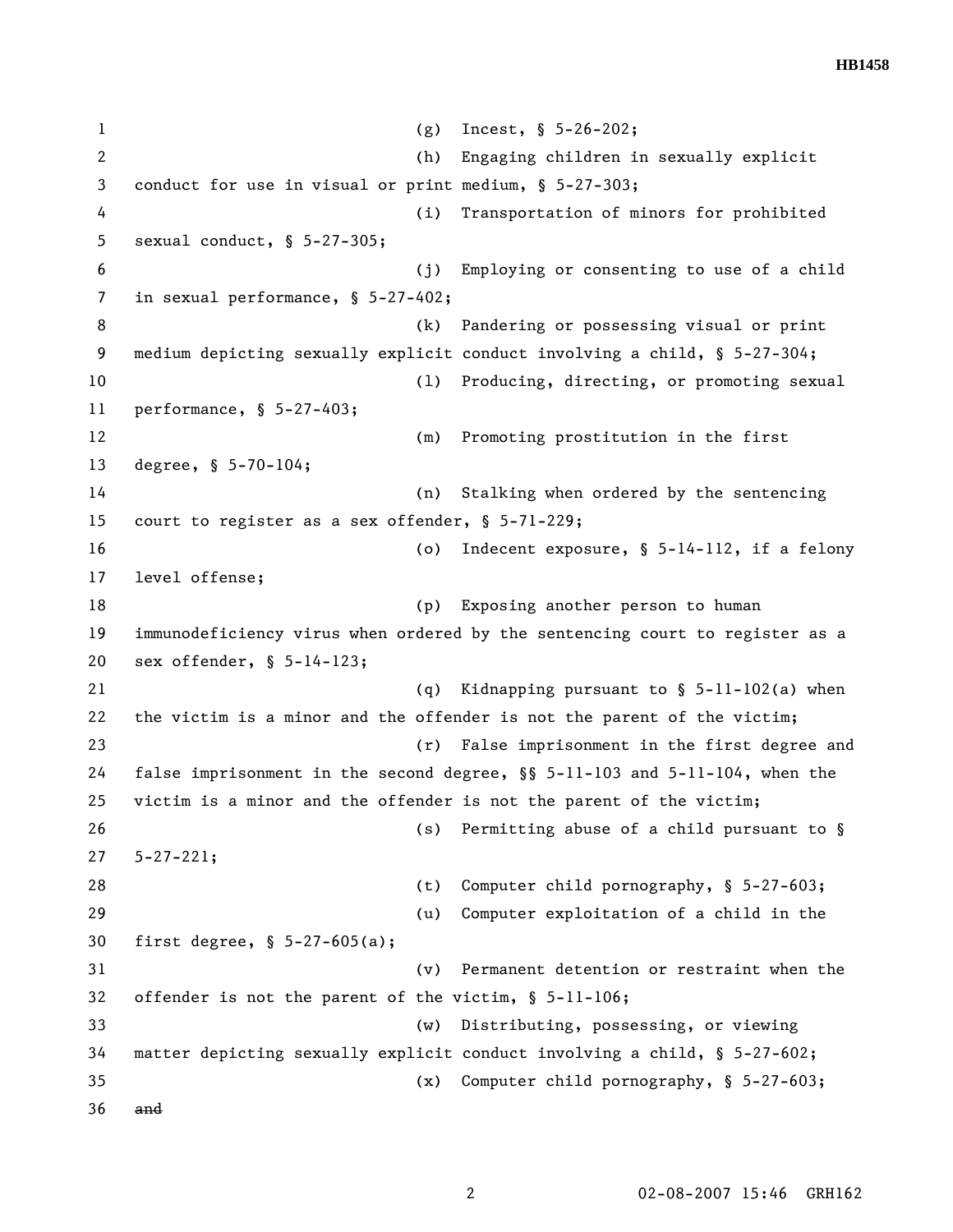(g) Incest, § 5-26-202;

(h) Engaging children in sexually explicit conduct for use in visual or print medium, § 5-27-303;

(i) Transportation of minors for prohibited sexual conduct, § 5-27-305;

(j) Employing or consenting to use of a child in sexual performance, § 5-27-402;

(k) Pandering or possessing visual or print medium depicting sexually explicit conduct involving a child, § 5-27-304;

(l) Producing, directing, or promoting sexual performance, § 5-27-403;

(m) Promoting prostitution in the first degree, § 5-70-104;

(n) Stalking when ordered by the sentencing court to register as a sex offender, § 5-71-229;

(o) Indecent exposure, § 5-14-112, if a felony level offense;

(p) Exposing another person to human immunodeficiency virus when ordered by the sentencing court to register as a sex offender, § 5-14-123;

(q) Kidnapping pursuant to § 5-11-102(a) when the victim is a minor and the offender is not the parent of the victim;

(r) False imprisonment in the first degree and false imprisonment in the second degree, §§ 5-11-103 and 5-11-104, when the victim is a minor and the offender is not the parent of the victim;

(s) Permitting abuse of a child pursuant to § 5-27-221;

(t) Computer child pornography, § 5-27-603;

(u) Computer exploitation of a child in the first degree, § 5-27-605(a);

(v) Permanent detention or restraint when the offender is not the parent of the victim, § 5-11-106;

(w) Distributing, possessing, or viewing matter depicting sexually explicit conduct involving a child, § 5-27-602;

(x) Computer child pornography, § 5-27-603;

~~and~~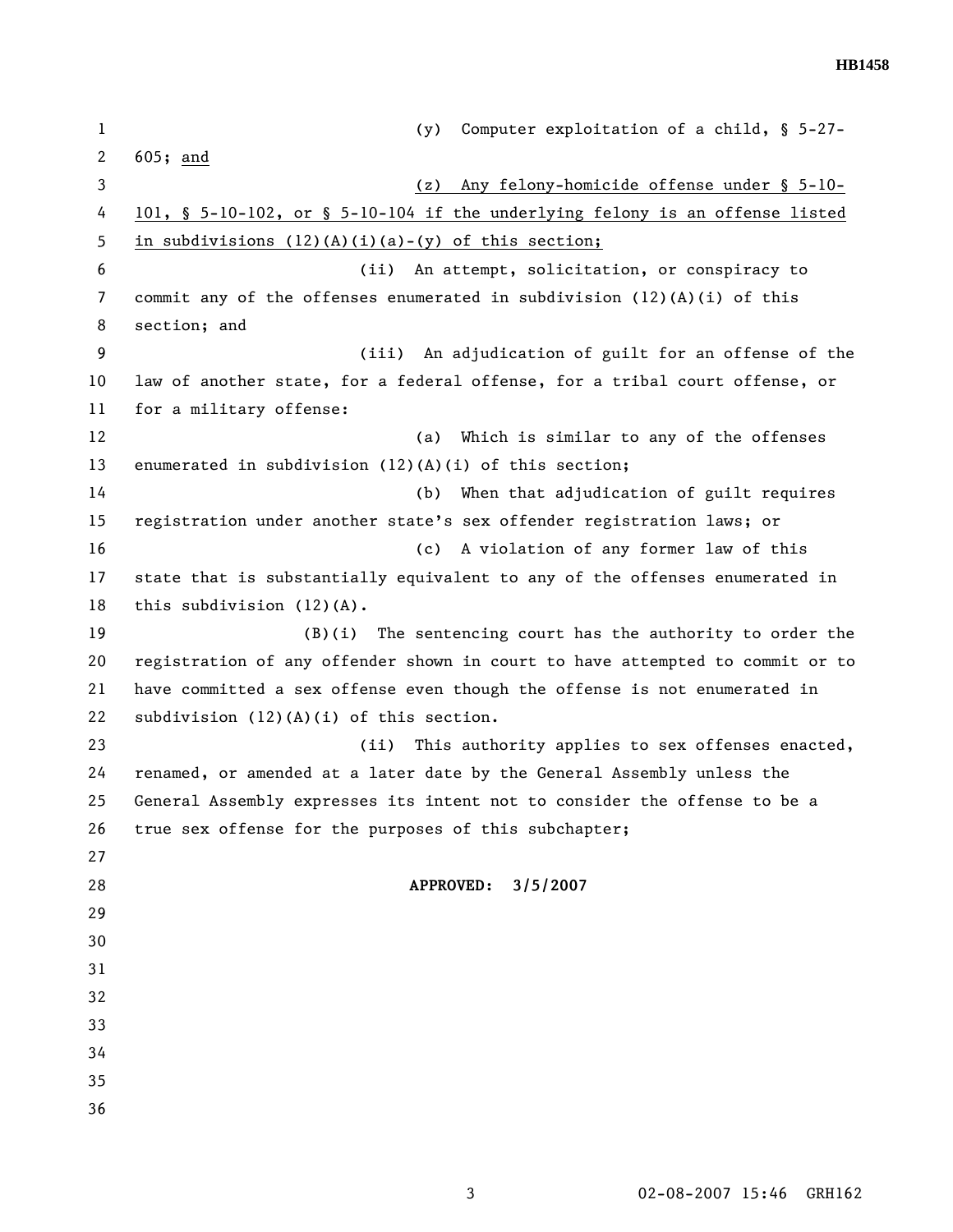(y) Computer exploitation of a child, § 5-27-605; and

(z) Any felony-homicide offense under § 5-10-101, § 5-10-102, or § 5-10-104 if the underlying felony is an offense listed in subdivisions (12)(A)(i)(a)-(y) of this section;

(ii) An attempt, solicitation, or conspiracy to commit any of the offenses enumerated in subdivision (12)(A)(i) of this section; and

(iii) An adjudication of guilt for an offense of the law of another state, for a federal offense, for a tribal court offense, or for a military offense:

(a) Which is similar to any of the offenses enumerated in subdivision (12)(A)(i) of this section;

(b) When that adjudication of guilt requires registration under another state's sex offender registration laws; or

(c) A violation of any former law of this state that is substantially equivalent to any of the offenses enumerated in this subdivision (12)(A).

(B)(i) The sentencing court has the authority to order the registration of any offender shown in court to have attempted to commit or to have committed a sex offense even though the offense is not enumerated in subdivision (12)(A)(i) of this section.

(ii) This authority applies to sex offenses enacted, renamed, or amended at a later date by the General Assembly unless the General Assembly expresses its intent not to consider the offense to be a true sex offense for the purposes of this subchapter;

**APPROVED: 3/5/2007**